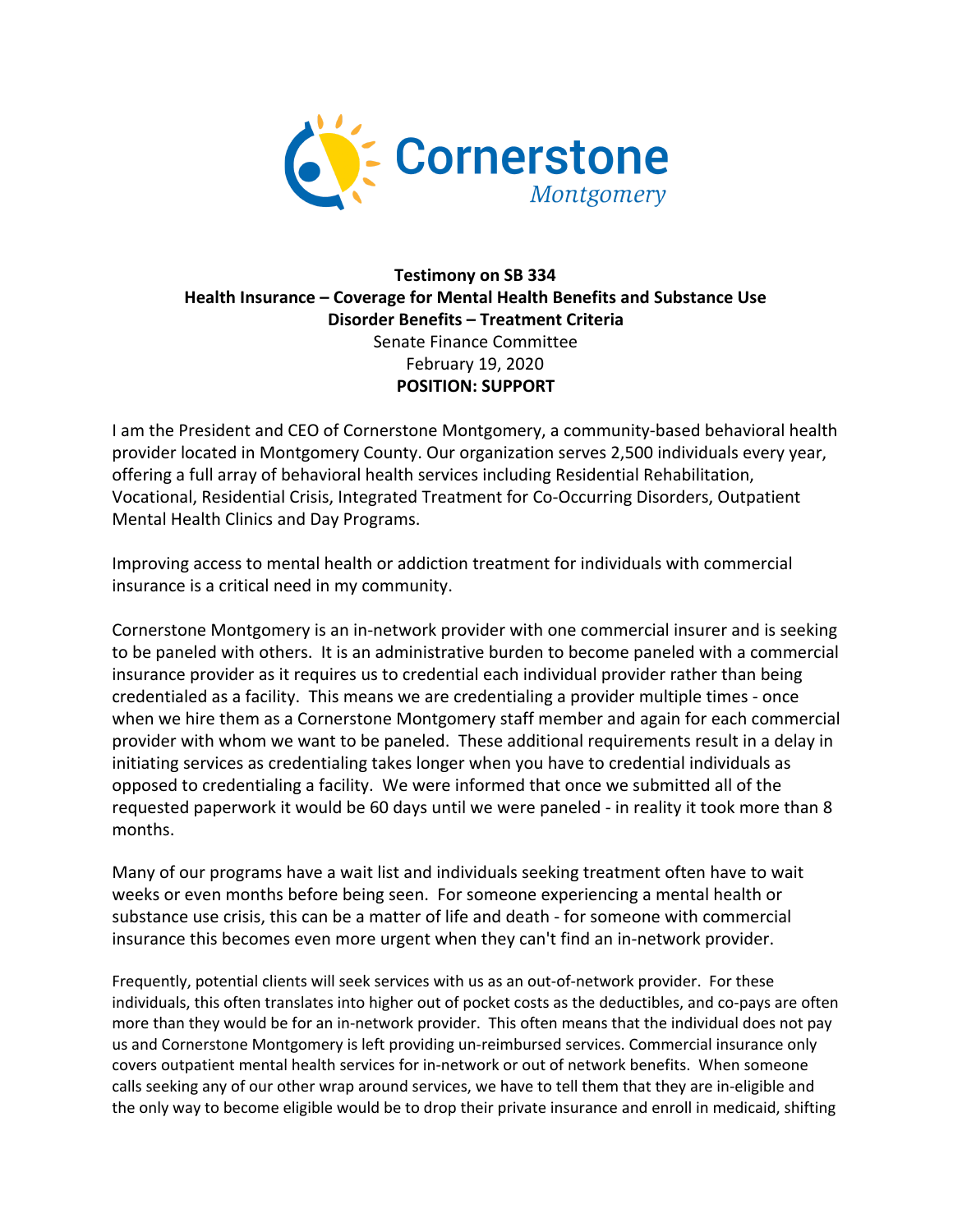Cornerstone Montgomery

**Testimony on SB 334**
**Health Insurance – Coverage for Mental Health Benefits and Substance Use Disorder Benefits – Treatment Criteria**
Senate Finance Committee
February 19, 2020
**POSITION: SUPPORT**

I am the President and CEO of Cornerstone Montgomery, a community-based behavioral health provider located in Montgomery County. Our organization serves 2,500 individuals every year, offering a full array of behavioral health services including Residential Rehabilitation, Vocational, Residential Crisis, Integrated Treatment for Co-Occurring Disorders, Outpatient Mental Health Clinics and Day Programs.

Improving access to mental health or addiction treatment for individuals with commercial insurance is a critical need in my community.

Cornerstone Montgomery is an in-network provider with one commercial insurer and is seeking to be paneled with others. It is an administrative burden to become paneled with a commercial insurance provider as it requires us to credential each individual provider rather than being credentialed as a facility. This means we are credentialing a provider multiple times - once when we hire them as a Cornerstone Montgomery staff member and again for each commercial provider with whom we want to be paneled. These additional requirements result in a delay in initiating services as credentialing takes longer when you have to credential individuals as opposed to credentialing a facility. We were informed that once we submitted all of the requested paperwork it would be 60 days until we were paneled - in reality it took more than 8 months.

Many of our programs have a wait list and individuals seeking treatment often have to wait weeks or even months before being seen. For someone experiencing a mental health or substance use crisis, this can be a matter of life and death - for someone with commercial insurance this becomes even more urgent when they can't find an in-network provider.

Frequently, potential clients will seek services with us as an out-of-network provider. For these individuals, this often translates into higher out of pocket costs as the deductibles, and co-pays are often more than they would be for an in-network provider. This often means that the individual does not pay us and Cornerstone Montgomery is left providing un-reimbursed services. Commercial insurance only covers outpatient mental health services for in-network or out of network benefits. When someone calls seeking any of our other wrap around services, we have to tell them that they are in-eligible and the only way to become eligible would be to drop their private insurance and enroll in medicaid, shifting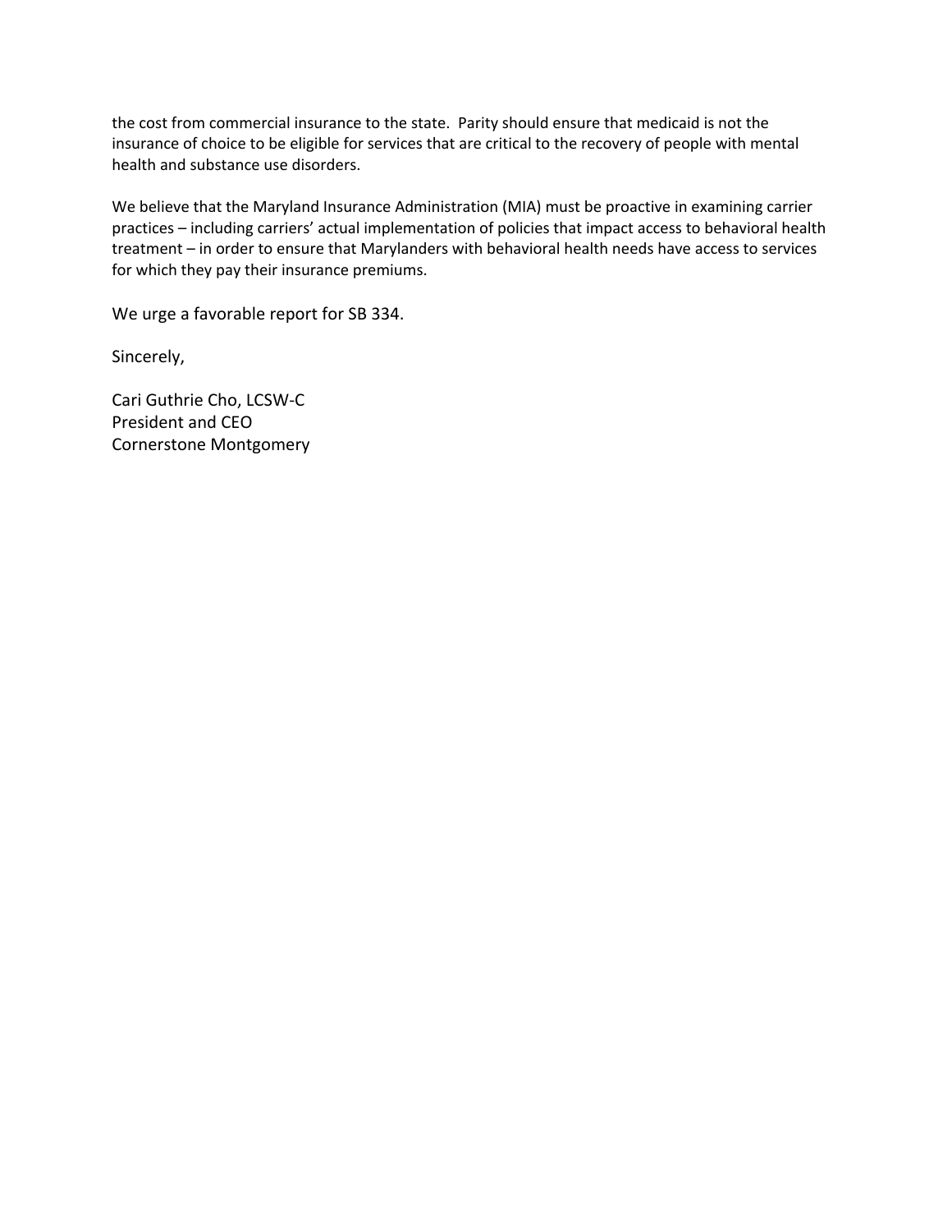the cost from commercial insurance to the state. Parity should ensure that medicaid is not the insurance of choice to be eligible for services that are critical to the recovery of people with mental health and substance use disorders.

We believe that the Maryland Insurance Administration (MIA) must be proactive in examining carrier practices – including carriers' actual implementation of policies that impact access to behavioral health treatment – in order to ensure that Marylanders with behavioral health needs have access to services for which they pay their insurance premiums.

We urge a favorable report for SB 334.

Sincerely,

Cari Guthrie Cho, LCSW-C  
President and CEO  
Cornerstone Montgomery